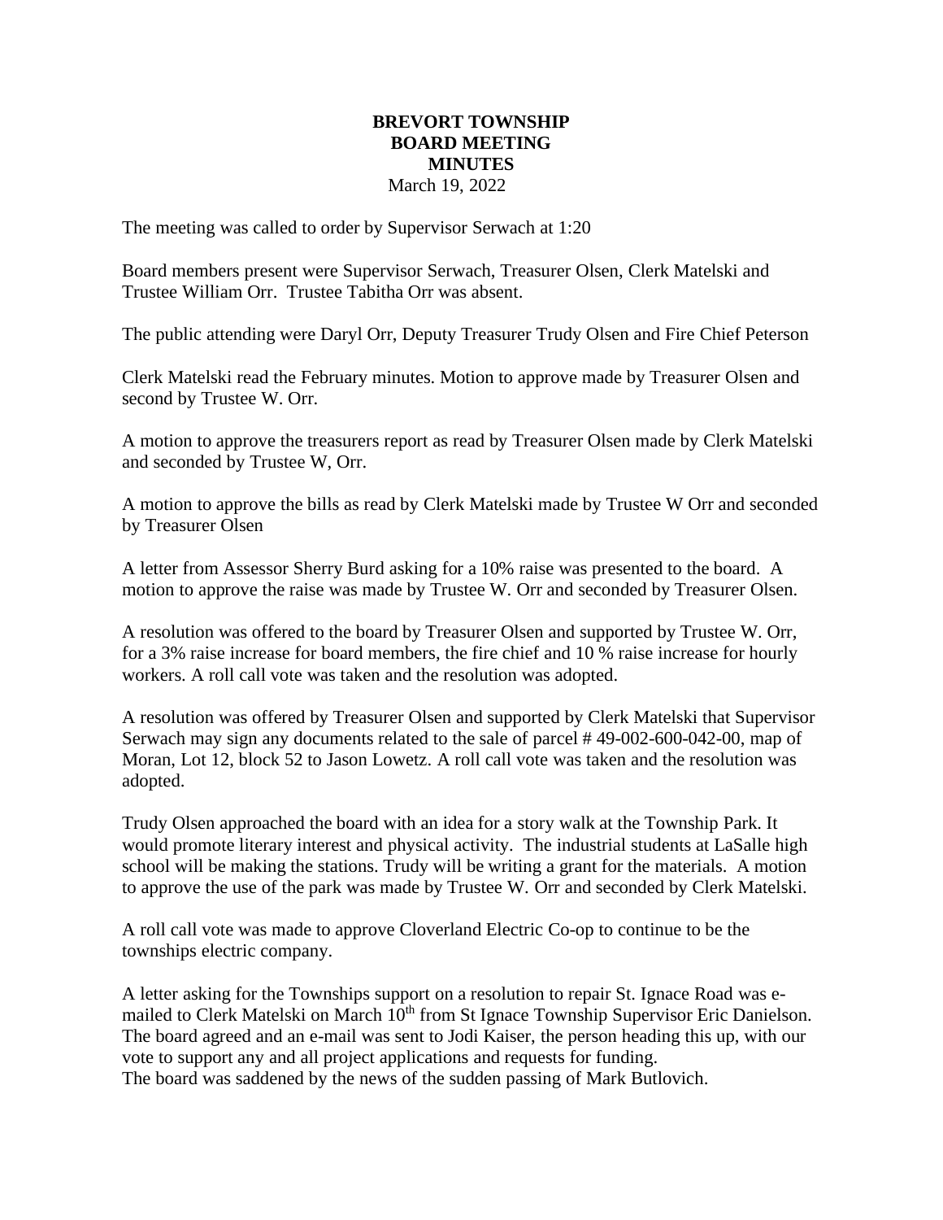# BREVORT TOWNSHIP
# BOARD MEETING
# MINUTES

March 19, 2022

The meeting was called to order by Supervisor Serwach at 1:20

Board members present were Supervisor Serwach, Treasurer Olsen, Clerk Matelski and Trustee William Orr. Trustee Tabitha Orr was absent.

The public attending were Daryl Orr, Deputy Treasurer Trudy Olsen and Fire Chief Peterson

Clerk Matelski read the February minutes. Motion to approve made by Treasurer Olsen and second by Trustee W. Orr.

A motion to approve the treasurers report as read by Treasurer Olsen made by Clerk Matelski and seconded by Trustee W, Orr.

A motion to approve the bills as read by Clerk Matelski made by Trustee W Orr and seconded by Treasurer Olsen

A letter from Assessor Sherry Burd asking for a 10% raise was presented to the board. A motion to approve the raise was made by Trustee W. Orr and seconded by Treasurer Olsen.

A resolution was offered to the board by Treasurer Olsen and supported by Trustee W. Orr, for a 3% raise increase for board members, the fire chief and 10 % raise increase for hourly workers. A roll call vote was taken and the resolution was adopted.

A resolution was offered by Treasurer Olsen and supported by Clerk Matelski that Supervisor Serwach may sign any documents related to the sale of parcel # 49-002-600-042-00, map of Moran, Lot 12, block 52 to Jason Lowetz. A roll call vote was taken and the resolution was adopted.

Trudy Olsen approached the board with an idea for a story walk at the Township Park. It would promote literary interest and physical activity. The industrial students at LaSalle high school will be making the stations. Trudy will be writing a grant for the materials. A motion to approve the use of the park was made by Trustee W. Orr and seconded by Clerk Matelski.

A roll call vote was made to approve Cloverland Electric Co-op to continue to be the townships electric company.

A letter asking for the Townships support on a resolution to repair St. Ignace Road was e-mailed to Clerk Matelski on March 10th from St Ignace Township Supervisor Eric Danielson. The board agreed and an e-mail was sent to Jodi Kaiser, the person heading this up, with our vote to support any and all project applications and requests for funding.
The board was saddened by the news of the sudden passing of Mark Butlovich.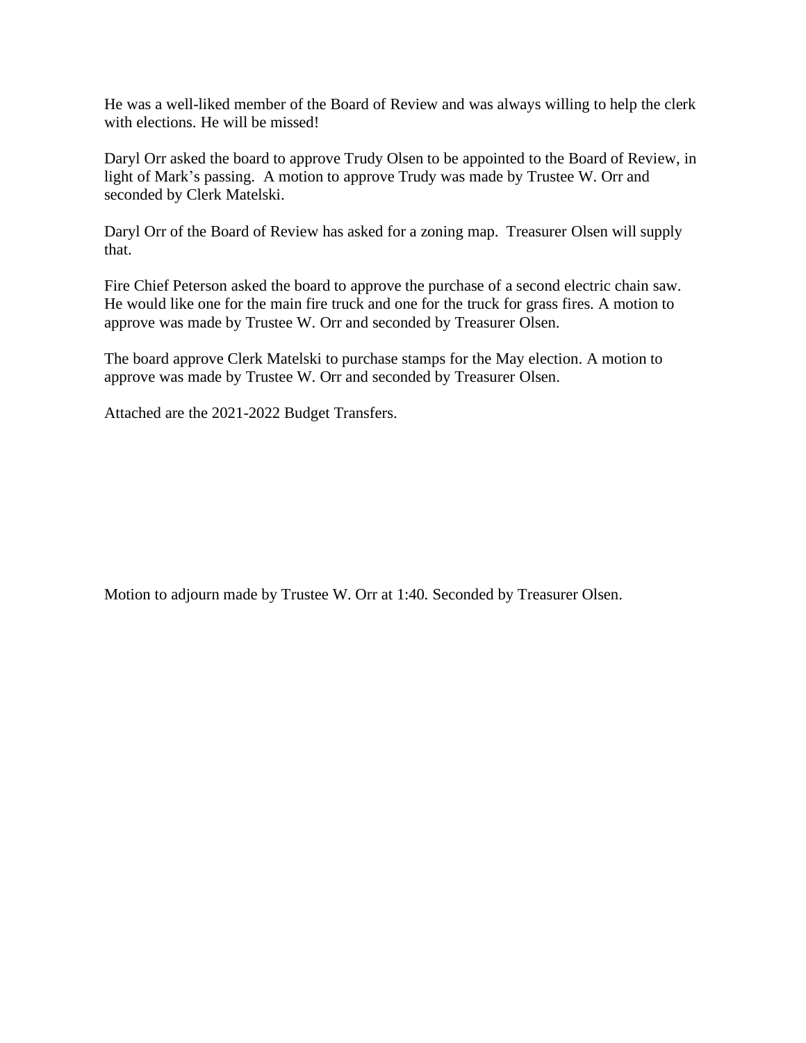He was a well-liked member of the Board of Review and was always willing to help the clerk with elections. He will be missed!

Daryl Orr asked the board to approve Trudy Olsen to be appointed to the Board of Review, in light of Mark's passing. A motion to approve Trudy was made by Trustee W. Orr and seconded by Clerk Matelski.

Daryl Orr of the Board of Review has asked for a zoning map. Treasurer Olsen will supply that.

Fire Chief Peterson asked the board to approve the purchase of a second electric chain saw. He would like one for the main fire truck and one for the truck for grass fires. A motion to approve was made by Trustee W. Orr and seconded by Treasurer Olsen.

The board approve Clerk Matelski to purchase stamps for the May election. A motion to approve was made by Trustee W. Orr and seconded by Treasurer Olsen.

Attached are the 2021-2022 Budget Transfers.

Motion to adjourn made by Trustee W. Orr at 1:40. Seconded by Treasurer Olsen.